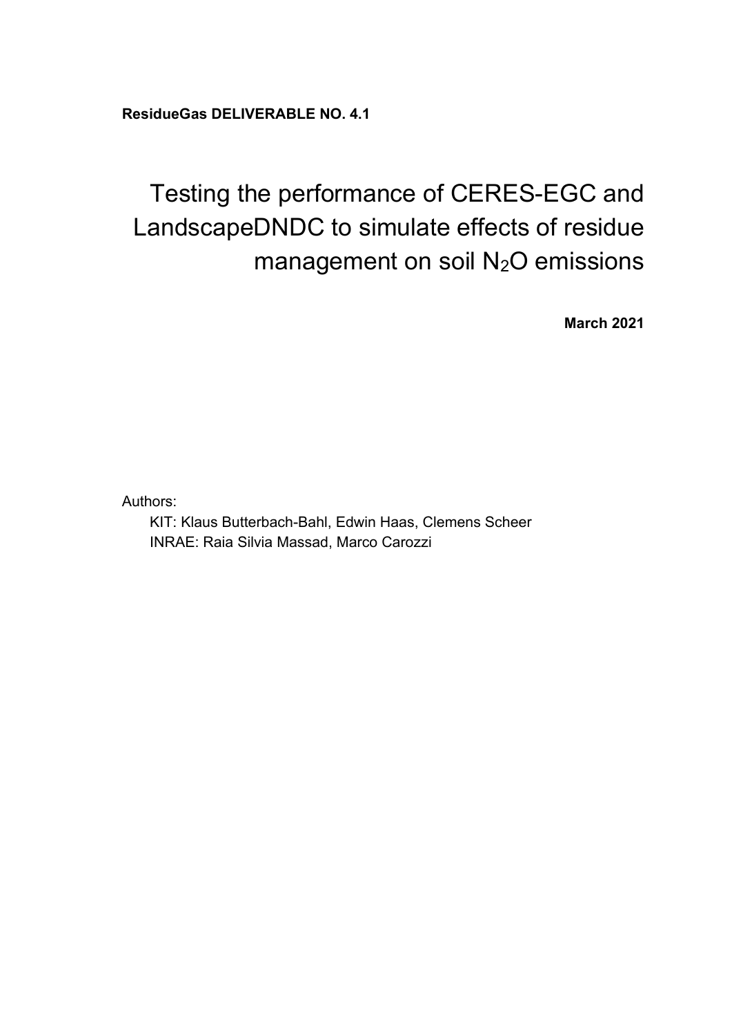**ResidueGas DELIVERABLE NO. 4.1**

# Testing the performance of CERES-EGC and LandscapeDNDC to simulate effects of residue management on soil $N_2O$ emissions

**March 2021**

Authors:

KIT: Klaus Butterbach-Bahl, Edwin Haas, Clemens Scheer

INRAE: Raia Silvia Massad, Marco Carozzi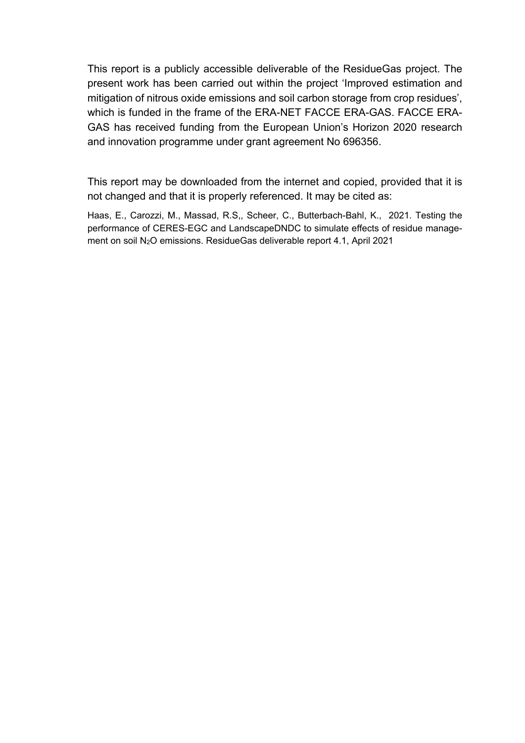This report is a publicly accessible deliverable of the ResidueGas project. The present work has been carried out within the project 'Improved estimation and mitigation of nitrous oxide emissions and soil carbon storage from crop residues', which is funded in the frame of the ERA-NET FACCE ERA-GAS. FACCE ERA-GAS has received funding from the European Union's Horizon 2020 research and innovation programme under grant agreement No 696356.

This report may be downloaded from the internet and copied, provided that it is not changed and that it is properly referenced. It may be cited as:

Haas, E., Carozzi, M., Massad, R.S,, Scheer, C., Butterbach-Bahl, K., 2021. Testing the performance of CERES-EGC and LandscapeDNDC to simulate effects of residue management on soil $N_2O$ emissions. ResidueGas deliverable report 4.1, April 2021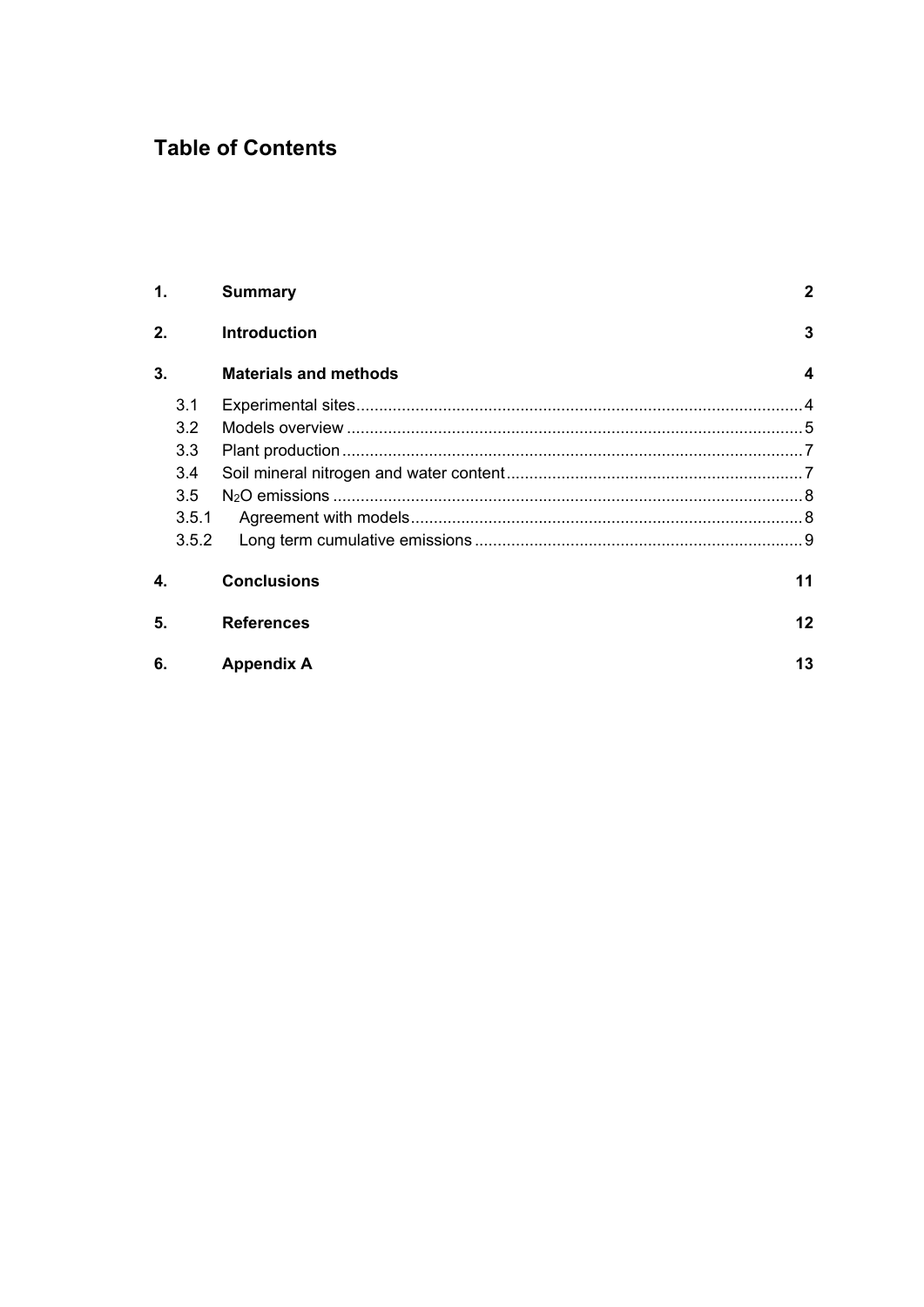# Table of Contents

| | | |
|---|---|---|
| **1.** | **Summary** | **2** |
| **2.** | **Introduction** | **3** |
| **3.** | **Materials and methods** | **4** |
| 3.1 | Experimental sites | 4 |
| 3.2 | Models overview | 5 |
| 3.3 | Plant production | 7 |
| 3.4 | Soil mineral nitrogen and water content | 7 |
| 3.5 | $N_2O$ emissions | 8 |
| 3.5.1 | Agreement with models | 8 |
| 3.5.2 | Long term cumulative emissions | 9 |
| **4.** | **Conclusions** | **11** |
| **5.** | **References** | **12** |
| **6.** | **Appendix A** | **13** |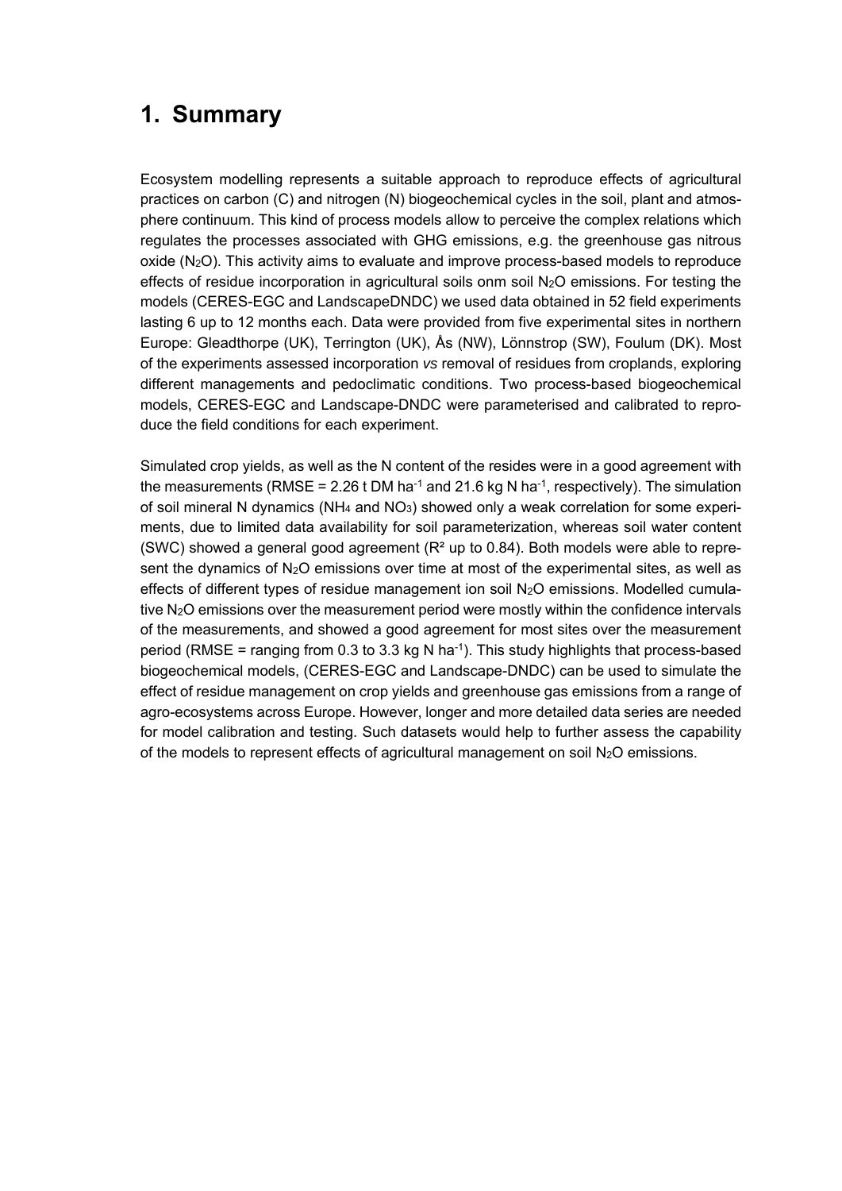# 1. Summary

Ecosystem modelling represents a suitable approach to reproduce effects of agricultural practices on carbon (C) and nitrogen (N) biogeochemical cycles in the soil, plant and atmosphere continuum. This kind of process models allow to perceive the complex relations which regulates the processes associated with GHG emissions, e.g. the greenhouse gas nitrous oxide ($N_2O$). This activity aims to evaluate and improve process-based models to reproduce effects of residue incorporation in agricultural soils onm soil $N_2O$ emissions. For testing the models (CERES-EGC and LandscapeDNDC) we used data obtained in 52 field experiments lasting 6 up to 12 months each. Data were provided from five experimental sites in northern Europe: Gleadthorpe (UK), Terrington (UK), Ås (NW), Lönnstrop (SW), Foulum (DK). Most of the experiments assessed incorporation *vs* removal of residues from croplands, exploring different managements and pedoclimatic conditions. Two process-based biogeochemical models, CERES-EGC and Landscape-DNDC were parameterised and calibrated to reproduce the field conditions for each experiment.

Simulated crop yields, as well as the N content of the resides were in a good agreement with the measurements (RMSE = 2.26 t DM $ha^{-1}$ and 21.6 kg N $ha^{-1}$, respectively). The simulation of soil mineral N dynamics ($NH_4$ and $NO_3$) showed only a weak correlation for some experiments, due to limited data availability for soil parameterization, whereas soil water content (SWC) showed a general good agreement ($R^2$ up to 0.84). Both models were able to represent the dynamics of $N_2O$ emissions over time at most of the experimental sites, as well as effects of different types of residue management ion soil $N_2O$ emissions. Modelled cumulative $N_2O$ emissions over the measurement period were mostly within the confidence intervals of the measurements, and showed a good agreement for most sites over the measurement period (RMSE = ranging from 0.3 to 3.3 kg N $ha^{-1}$). This study highlights that process-based biogeochemical models, (CERES-EGC and Landscape-DNDC) can be used to simulate the effect of residue management on crop yields and greenhouse gas emissions from a range of agro-ecosystems across Europe. However, longer and more detailed data series are needed for model calibration and testing. Such datasets would help to further assess the capability of the models to represent effects of agricultural management on soil $N_2O$ emissions.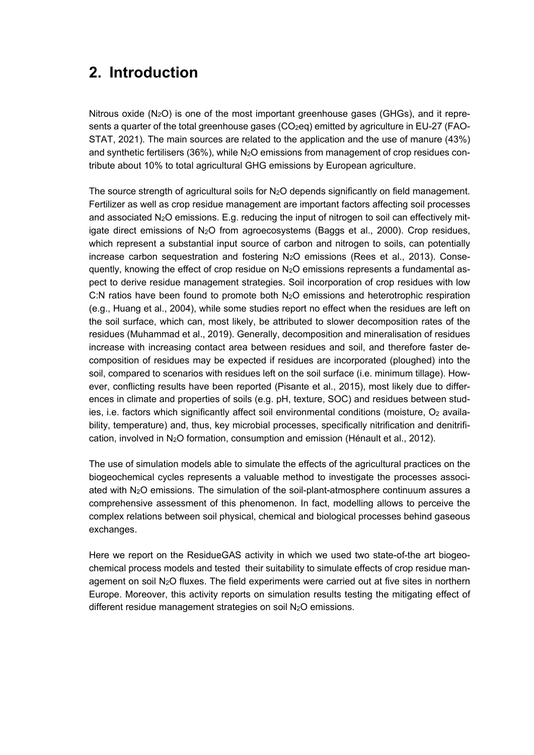## 2. Introduction

Nitrous oxide ($N_2O$) is one of the most important greenhouse gases (GHGs), and it represents a quarter of the total greenhouse gases ($CO_2$eq) emitted by agriculture in EU-27 (FAOSTAT, 2021). The main sources are related to the application and the use of manure (43%) and synthetic fertilisers (36%), while $N_2O$ emissions from management of crop residues contribute about 10% to total agricultural GHG emissions by European agriculture.

The source strength of agricultural soils for $N_2O$ depends significantly on field management. Fertilizer as well as crop residue management are important factors affecting soil processes and associated $N_2O$ emissions. E.g. reducing the input of nitrogen to soil can effectively mitigate direct emissions of $N_2O$ from agroecosystems (Baggs et al., 2000). Crop residues, which represent a substantial input source of carbon and nitrogen to soils, can potentially increase carbon sequestration and fostering $N_2O$ emissions (Rees et al., 2013). Consequently, knowing the effect of crop residue on $N_2O$ emissions represents a fundamental aspect to derive residue management strategies. Soil incorporation of crop residues with low C:N ratios have been found to promote both $N_2O$ emissions and heterotrophic respiration (e.g., Huang et al., 2004), while some studies report no effect when the residues are left on the soil surface, which can, most likely, be attributed to slower decomposition rates of the residues (Muhammad et al., 2019). Generally, decomposition and mineralisation of residues increase with increasing contact area between residues and soil, and therefore faster decomposition of residues may be expected if residues are incorporated (ploughed) into the soil, compared to scenarios with residues left on the soil surface (i.e. minimum tillage). However, conflicting results have been reported (Pisante et al., 2015), most likely due to differences in climate and properties of soils (e.g. pH, texture, SOC) and residues between studies, i.e. factors which significantly affect soil environmental conditions (moisture, $O_2$ availability, temperature) and, thus, key microbial processes, specifically nitrification and denitrification, involved in $N_2O$ formation, consumption and emission (Hénault et al., 2012).

The use of simulation models able to simulate the effects of the agricultural practices on the biogeochemical cycles represents a valuable method to investigate the processes associated with $N_2O$ emissions. The simulation of the soil-plant-atmosphere continuum assures a comprehensive assessment of this phenomenon. In fact, modelling allows to perceive the complex relations between soil physical, chemical and biological processes behind gaseous exchanges.

Here we report on the ResidueGAS activity in which we used two state-of-the art biogeochemical process models and tested their suitability to simulate effects of crop residue management on soil $N_2O$ fluxes. The field experiments were carried out at five sites in northern Europe. Moreover, this activity reports on simulation results testing the mitigating effect of different residue management strategies on soil $N_2O$ emissions.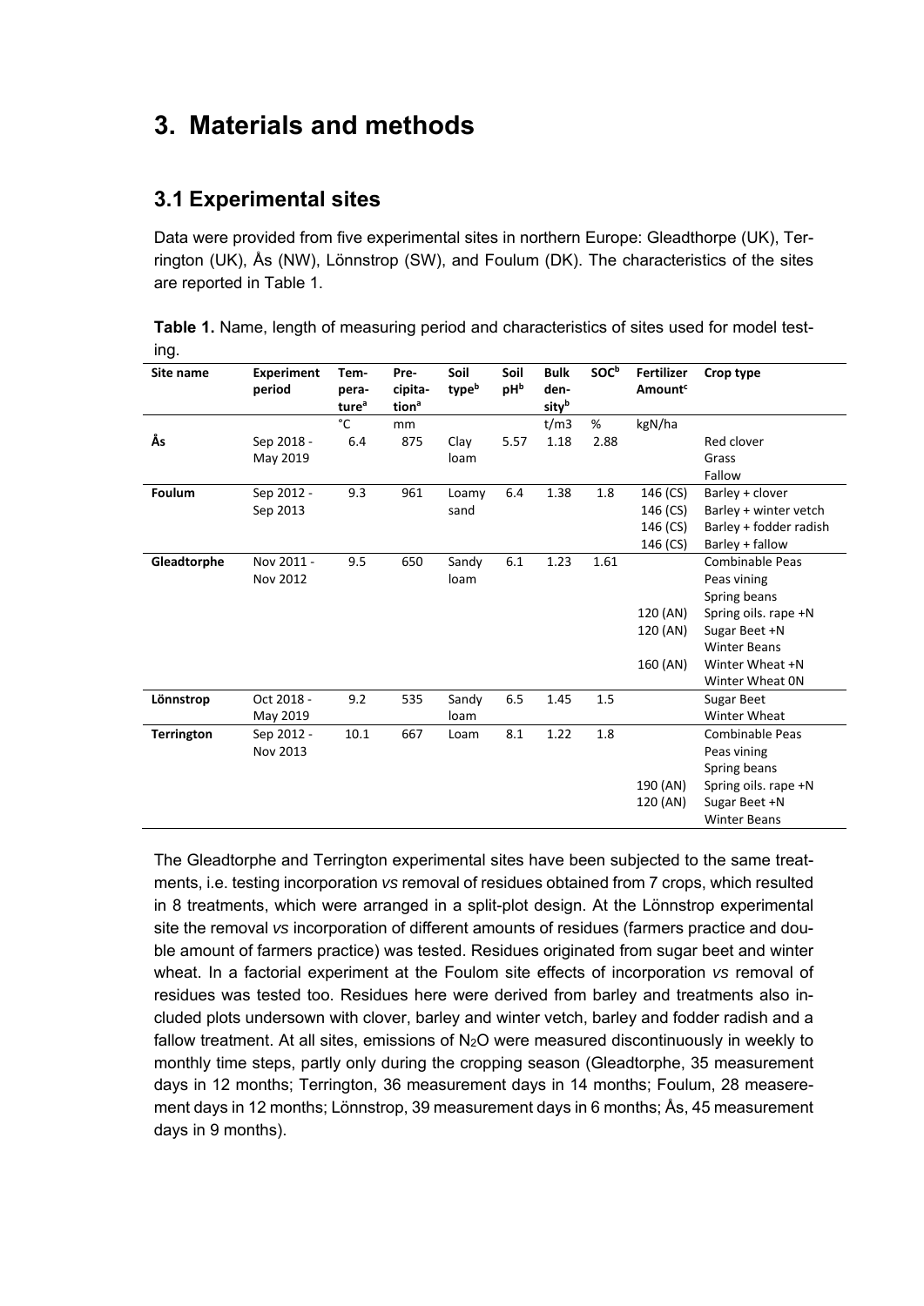# 3. Materials and methods

## 3.1 Experimental sites

Data were provided from five experimental sites in northern Europe: Gleadthorpe (UK), Terrington (UK), Ås (NW), Lönnstrop (SW), and Foulum (DK). The characteristics of the sites are reported in Table 1.

**Table 1.** Name, length of measuring period and characteristics of sites used for model testing.

| Site name | Experiment period | Temperature[a] | Precipitation[a] | Soil type[b] | Soil pH[b] | Bulk density[b] | SOC[b] | Fertilizer Amount[c] | Crop type |
|---|---|---|---|---|---|---|---|---|---|
| | | °C | mm | | | t/m3 | % | kgN/ha | |
| **Ås** | Sep 2018 - May 2019 | 6.4 | 875 | Clay loam | 5.57 | 1.18 | 2.88 | | Red clover |
| | | | | | | | | | Grass |
| | | | | | | | | | Fallow |
| **Foulum** | Sep 2012 - Sep 2013 | 9.3 | 961 | Loamy sand | 6.4 | 1.38 | 1.8 | 146 (CS) | Barley + clover |
| | | | | | | | | 146 (CS) | Barley + winter vetch |
| | | | | | | | | 146 (CS) | Barley + fodder radish |
| | | | | | | | | 146 (CS) | Barley + fallow |
| **Gleadtorphe** | Nov 2011 - Nov 2012 | 9.5 | 650 | Sandy loam | 6.1 | 1.23 | 1.61 | | Combinable Peas |
| | | | | | | | | | Peas vining |
| | | | | | | | | | Spring beans |
| | | | | | | | | 120 (AN) | Spring oils. rape +N |
| | | | | | | | | 120 (AN) | Sugar Beet +N |
| | | | | | | | | | Winter Beans |
| | | | | | | | | 160 (AN) | Winter Wheat +N |
| | | | | | | | | | Winter Wheat 0N |
| **Lönnstrop** | Oct 2018 - May 2019 | 9.2 | 535 | Sandy loam | 6.5 | 1.45 | 1.5 | | Sugar Beet |
| | | | | | | | | | Winter Wheat |
| **Terrington** | Sep 2012 - Nov 2013 | 10.1 | 667 | Loam | 8.1 | 1.22 | 1.8 | | Combinable Peas |
| | | | | | | | | | Peas vining |
| | | | | | | | | | Spring beans |
| | | | | | | | | 190 (AN) | Spring oils. rape +N |
| | | | | | | | | 120 (AN) | Sugar Beet +N |
| | | | | | | | | | Winter Beans |

The Gleadtorphe and Terrington experimental sites have been subjected to the same treatments, i.e. testing incorporation *vs* removal of residues obtained from 7 crops, which resulted in 8 treatments, which were arranged in a split-plot design. At the Lönnstrop experimental site the removal *vs* incorporation of different amounts of residues (farmers practice and double amount of farmers practice) was tested. Residues originated from sugar beet and winter wheat. In a factorial experiment at the Foulom site effects of incorporation *vs* removal of residues was tested too. Residues here were derived from barley and treatments also included plots undersown with clover, barley and winter vetch, barley and fodder radish and a fallow treatment. At all sites, emissions of $N_2O$ were measured discontinuously in weekly to monthly time steps, partly only during the cropping season (Gleadtorphe, 35 measurement days in 12 months; Terrington, 36 measurement days in 14 months; Foulum, 28 measerement days in 12 months; Lönnstrop, 39 measurement days in 6 months; Ås, 45 measurement days in 9 months).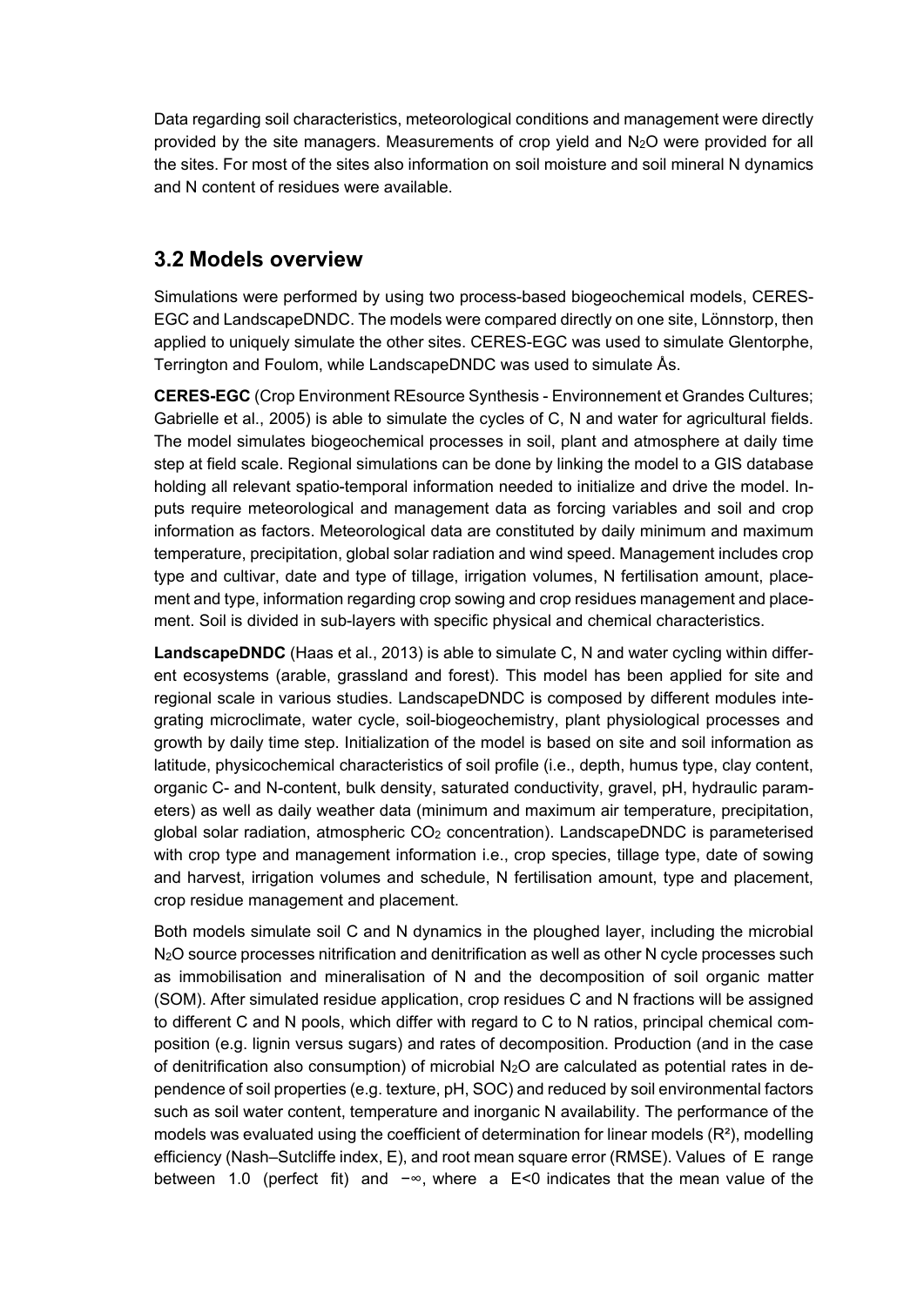Data regarding soil characteristics, meteorological conditions and management were directly provided by the site managers. Measurements of crop yield and $N_2O$ were provided for all the sites. For most of the sites also information on soil moisture and soil mineral N dynamics and N content of residues were available.

## 3.2 Models overview

Simulations were performed by using two process-based biogeochemical models, CERES-EGC and LandscapeDNDC. The models were compared directly on one site, Lönnstorp, then applied to uniquely simulate the other sites. CERES-EGC was used to simulate Glentorphe, Terrington and Foulom, while LandscapeDNDC was used to simulate Ås.

**CERES-EGC** (Crop Environment REsource Synthesis - Environnement et Grandes Cultures; Gabrielle et al., 2005) is able to simulate the cycles of C, N and water for agricultural fields. The model simulates biogeochemical processes in soil, plant and atmosphere at daily time step at field scale. Regional simulations can be done by linking the model to a GIS database holding all relevant spatio-temporal information needed to initialize and drive the model. Inputs require meteorological and management data as forcing variables and soil and crop information as factors. Meteorological data are constituted by daily minimum and maximum temperature, precipitation, global solar radiation and wind speed. Management includes crop type and cultivar, date and type of tillage, irrigation volumes, N fertilisation amount, placement and type, information regarding crop sowing and crop residues management and placement. Soil is divided in sub-layers with specific physical and chemical characteristics.

**LandscapeDNDC** (Haas et al., 2013) is able to simulate C, N and water cycling within different ecosystems (arable, grassland and forest). This model has been applied for site and regional scale in various studies. LandscapeDNDC is composed by different modules integrating microclimate, water cycle, soil-biogeochemistry, plant physiological processes and growth by daily time step. Initialization of the model is based on site and soil information as latitude, physicochemical characteristics of soil profile (i.e., depth, humus type, clay content, organic C- and N-content, bulk density, saturated conductivity, gravel, pH, hydraulic parameters) as well as daily weather data (minimum and maximum air temperature, precipitation, global solar radiation, atmospheric $CO_2$ concentration). LandscapeDNDC is parameterised with crop type and management information i.e., crop species, tillage type, date of sowing and harvest, irrigation volumes and schedule, N fertilisation amount, type and placement, crop residue management and placement.

Both models simulate soil C and N dynamics in the ploughed layer, including the microbial $N_2O$ source processes nitrification and denitrification as well as other N cycle processes such as immobilisation and mineralisation of N and the decomposition of soil organic matter (SOM). After simulated residue application, crop residues C and N fractions will be assigned to different C and N pools, which differ with regard to C to N ratios, principal chemical composition (e.g. lignin versus sugars) and rates of decomposition. Production (and in the case of denitrification also consumption) of microbial $N_2O$ are calculated as potential rates in dependence of soil properties (e.g. texture, pH, SOC) and reduced by soil environmental factors such as soil water content, temperature and inorganic N availability. The performance of the models was evaluated using the coefficient of determination for linear models ($R^2$), modelling efficiency (Nash–Sutcliffe index, E), and root mean square error (RMSE). Values of E range between 1.0 (perfect fit) and $-\infty$, where a $E<0$ indicates that the mean value of the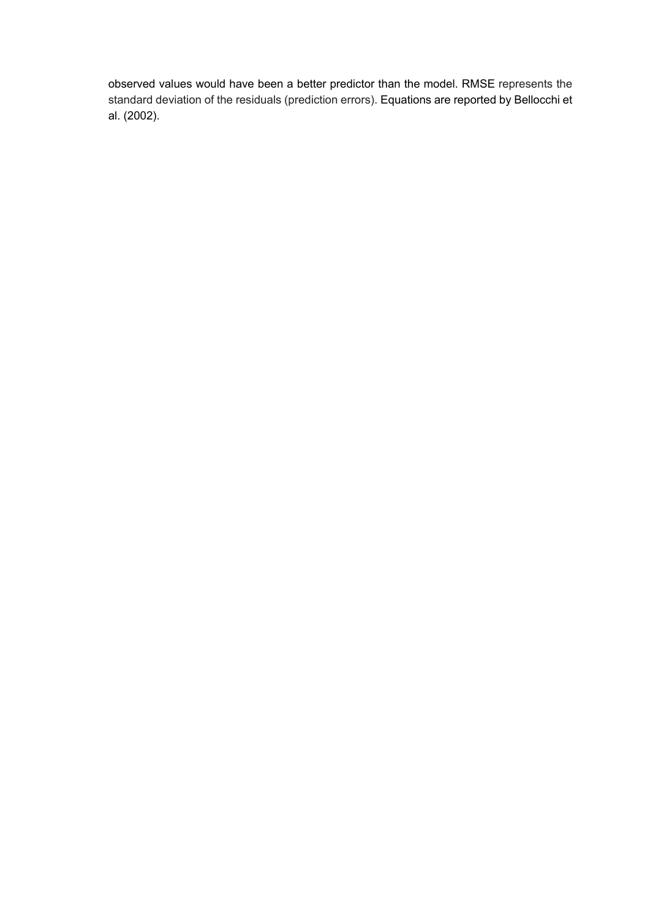observed values would have been a better predictor than the model. RMSE represents the standard deviation of the residuals (prediction errors). Equations are reported by Bellocchi et al. (2002).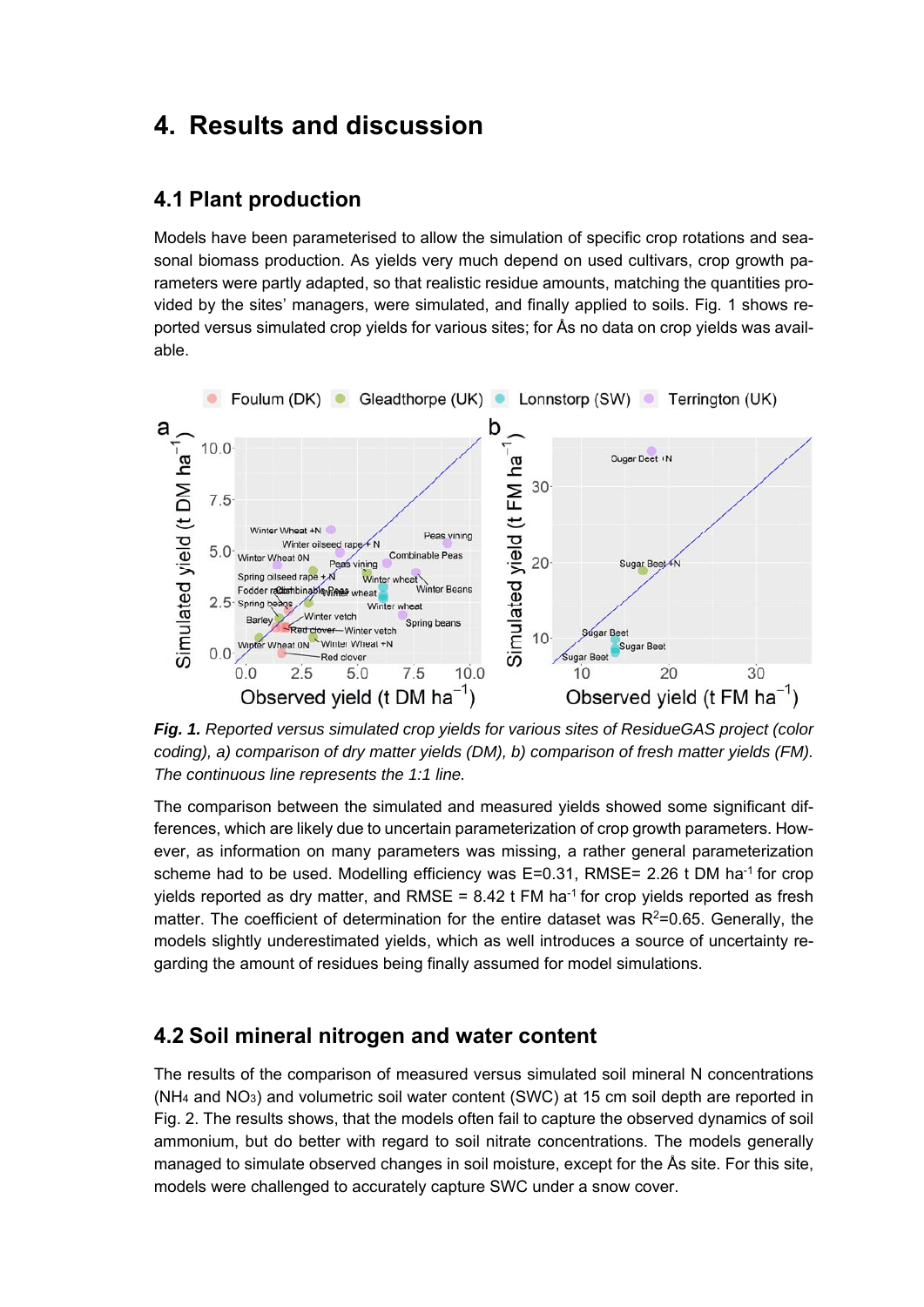# 4. Results and discussion

## 4.1 Plant production

Models have been parameterised to allow the simulation of specific crop rotations and seasonal biomass production. As yields very much depend on used cultivars, crop growth parameters were partly adapted, so that realistic residue amounts, matching the quantities provided by the sites' managers, were simulated, and finally applied to soils. Fig. 1 shows reported versus simulated crop yields for various sites; for Ås no data on crop yields was available.

Foulum (DK) Gleadthorpe (UK) Lonnstorp (SW) Terrington (UK)

a

Simulated yield (t DM ha$^{-1}$)

10.0
7.5
5.0
2.5
0.0

0.0 2.5 5.0 7.5 10.0

Observed yield (t DM ha$^{-1}$)

Winter Wheat +N
Winter oilseed rape +N
Peas vining
Winter Wheat 0N
Combinable Peas
Peas vining
Spring oilseed rape + N
Winter wheat
Fodder radish
Combinable Peas
Winter wheat
Winter Beans
Spring beans
Winter wheat
Barley
Winter vetch
Spring beans
Red clover
Winter vetch
Winter Wheat 0N
Winter Wheat +N
Red clover

b

Simulated yield (t FM ha$^{-1}$)

30
20
10

10 20 30

Observed yield (t FM ha$^{-1}$)

Sugar Beet +N
Sugar Beet +N
Sugar Beet
Sugar Beet
Sugar Beet

*__Fig. 1.__ Reported versus simulated crop yields for various sites of ResidueGAS project (color coding), a) comparison of dry matter yields (DM), b) comparison of fresh matter yields (FM). The continuous line represents the 1:1 line.*

The comparison between the simulated and measured yields showed some significant differences, which are likely due to uncertain parameterization of crop growth parameters. However, as information on many parameters was missing, a rather general parameterization scheme had to be used. Modelling efficiency was E=0.31, RMSE= 2.26 t DM ha$^{-1}$ for crop yields reported as dry matter, and RMSE = 8.42 t FM ha$^{-1}$ for crop yields reported as fresh matter. The coefficient of determination for the entire dataset was $R^2$=0.65. Generally, the models slightly underestimated yields, which as well introduces a source of uncertainty regarding the amount of residues being finally assumed for model simulations.

## 4.2 Soil mineral nitrogen and water content

The results of the comparison of measured versus simulated soil mineral N concentrations ($NH_4$ and $NO_3$) and volumetric soil water content (SWC) at 15 cm soil depth are reported in Fig. 2. The results shows, that the models often fail to capture the observed dynamics of soil ammonium, but do better with regard to soil nitrate concentrations. The models generally managed to simulate observed changes in soil moisture, except for the Ås site. For this site, models were challenged to accurately capture SWC under a snow cover.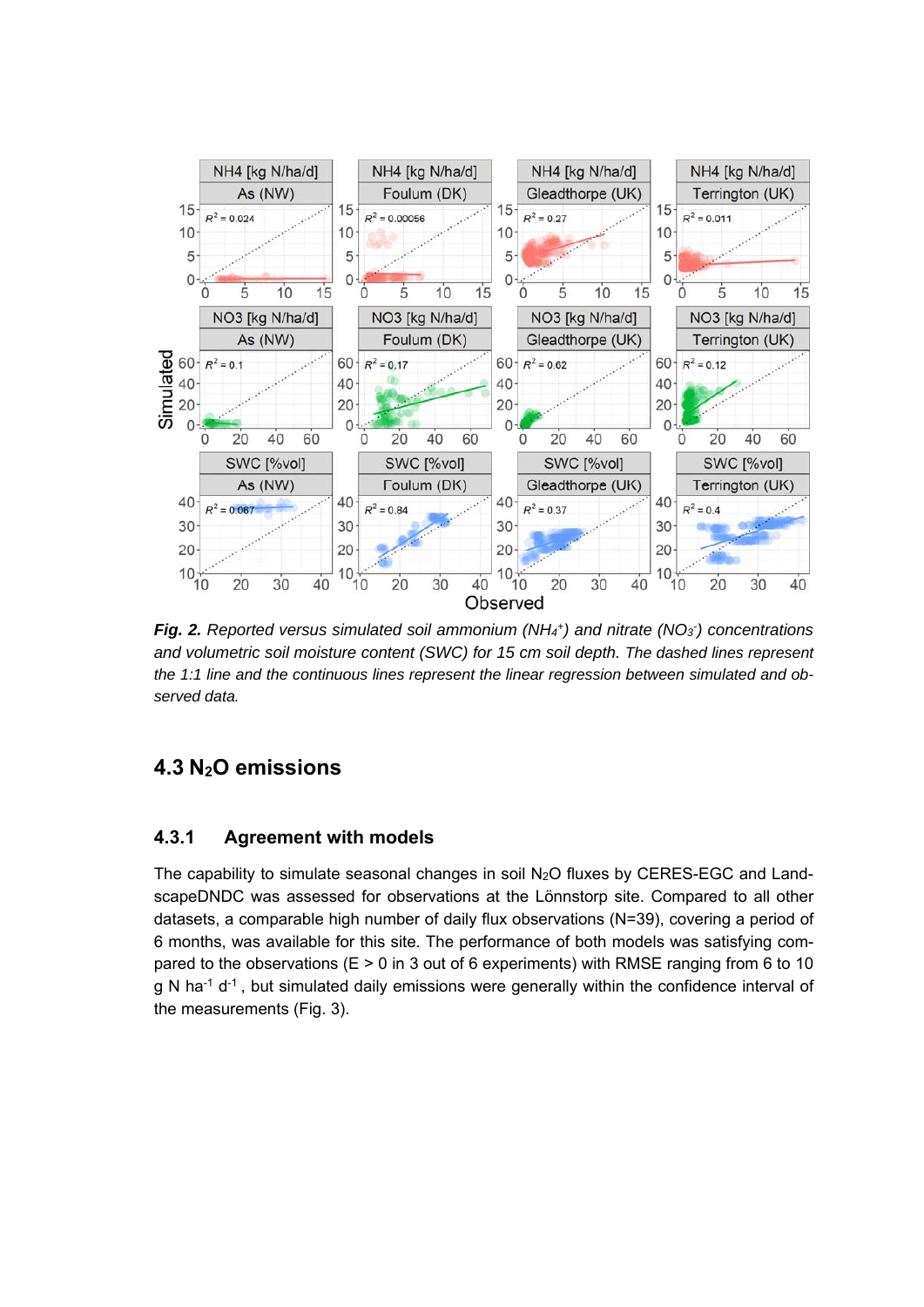NH4 [kg N/ha/d]
As (NW)
$R^2 = 0.024$

NH4 [kg N/ha/d]
Foulum (DK)
$R^2 = 0.00056$

NH4 [kg N/ha/d]
Gleadthorpe (UK)
$R^2 = 0.27$

NH4 [kg N/ha/d]
Terrington (UK)
$R^2 = 0.011$

NO3 [kg N/ha/d]
As (NW)
$R^2 = 0.1$

NO3 [kg N/ha/d]
Foulum (DK)
$R^2 = 0.17$

NO3 [kg N/ha/d]
Gleadthorpe (UK)
$R^2 = 0.62$

NO3 [kg N/ha/d]
Terrington (UK)
$R^2 = 0.12$

SWC [%vol]
As (NW)
$R^2 = 0.067$

SWC [%vol]
Foulum (DK)
$R^2 = 0.84$

SWC [%vol]
Gleadthorpe (UK)
$R^2 = 0.37$

SWC [%vol]
Terrington (UK)
$R^2 = 0.4$

Simulated

Observed

***Fig. 2.*** *Reported versus simulated soil ammonium ($NH_4^+$) and nitrate ($NO_3^-$) concentrations and volumetric soil moisture content (SWC) for 15 cm soil depth. The dashed lines represent the 1:1 line and the continuous lines represent the linear regression between simulated and observed data.*

## 4.3 $N_2O$ emissions

### 4.3.1 Agreement with models

The capability to simulate seasonal changes in soil $N_2O$ fluxes by CERES-EGC and LandscapeDNDC was assessed for observations at the Lönnstorp site. Compared to all other datasets, a comparable high number of daily flux observations (N=39), covering a period of 6 months, was available for this site. The performance of both models was satisfying compared to the observations (E > 0 in 3 out of 6 experiments) with RMSE ranging from 6 to 10 g N $ha^{-1}$ $d^{-1}$ , but simulated daily emissions were generally within the confidence interval of the measurements (Fig. 3).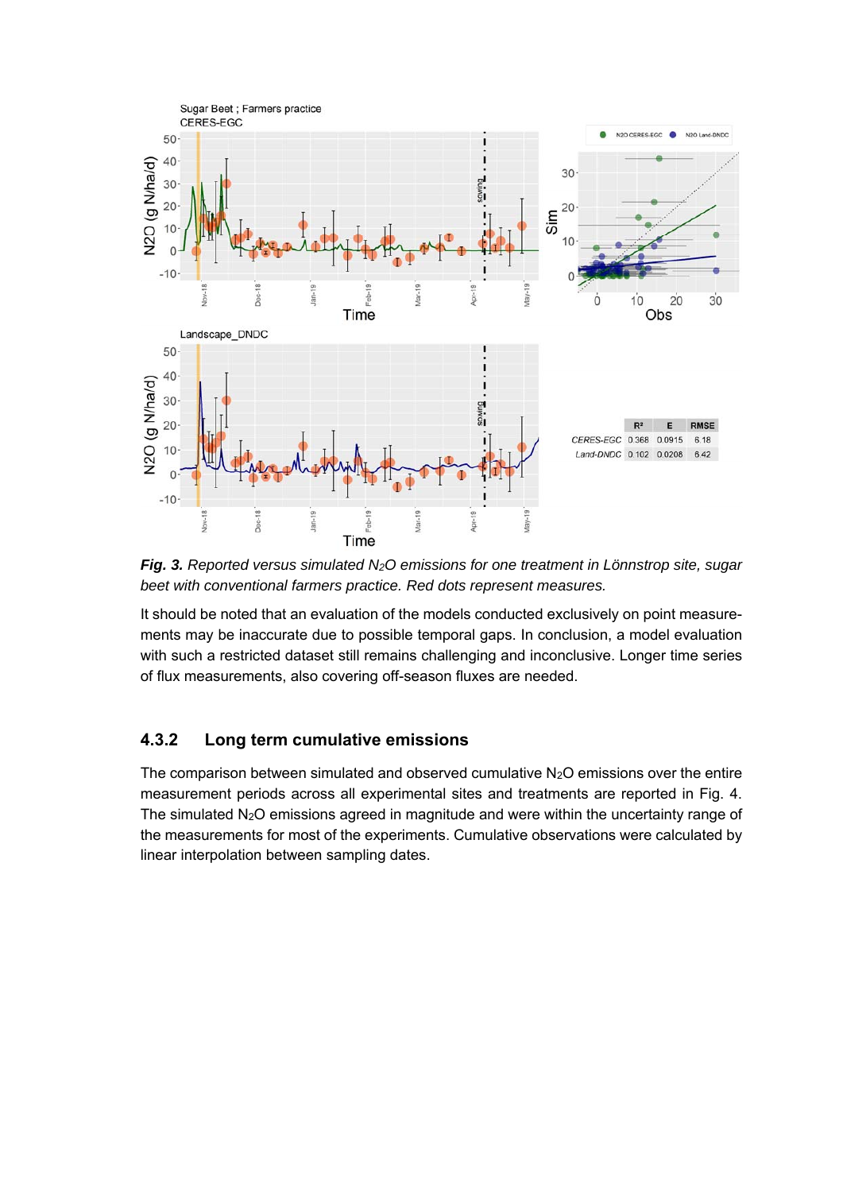Sugar Beet ; Farmers practice
CERES-EGC

N2O (g N/ha/d)

Time

Nov-18 Dec-18 Jan-19 Feb-19 Mar-19 Apr-19 May-19

sowing

N2O CERES-EGC N2O Land-DNDC

Sim

Obs

Landscape_DNDC

|  | R² | E | RMSE |
|---|---|---|---|
| CERES-EGC | 0.368 | 0.0915 | 6.18 |
| Land-DNDC | 0.102 | 0.0208 | 6.42 |

***Fig. 3.*** *Reported versus simulated $N_2O$ emissions for one treatment in Lönnstrop site, sugar beet with conventional farmers practice. Red dots represent measures.*

It should be noted that an evaluation of the models conducted exclusively on point measurements may be inaccurate due to possible temporal gaps. In conclusion, a model evaluation with such a restricted dataset still remains challenging and inconclusive. Longer time series of flux measurements, also covering off-season fluxes are needed.

### 4.3.2 Long term cumulative emissions

The comparison between simulated and observed cumulative $N_2O$ emissions over the entire measurement periods across all experimental sites and treatments are reported in Fig. 4. The simulated $N_2O$ emissions agreed in magnitude and were within the uncertainty range of the measurements for most of the experiments. Cumulative observations were calculated by linear interpolation between sampling dates.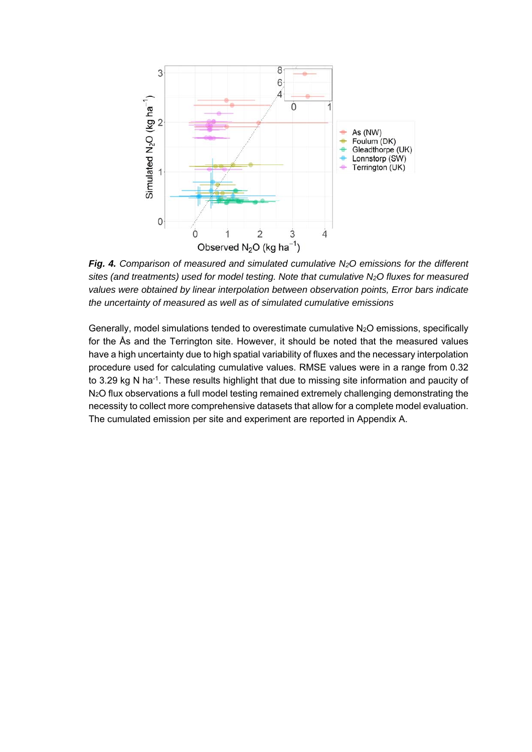Simulated $N_2O$ (kg ha$^{-1}$)

Observed $N_2O$ (kg ha$^{-1}$)

As (NW)
Foulum (DK)
Gleadthorpe (UK)
Lonnstorp (SW)
Terrington (UK)

***Fig. 4.*** *Comparison of measured and simulated cumulative $N_2O$ emissions for the different sites (and treatments) used for model testing. Note that cumulative $N_2O$ fluxes for measured values were obtained by linear interpolation between observation points, Error bars indicate the uncertainty of measured as well as of simulated cumulative emissions*

Generally, model simulations tended to overestimate cumulative $N_2O$ emissions, specifically for the Ås and the Terrington site. However, it should be noted that the measured values have a high uncertainty due to high spatial variability of fluxes and the necessary interpolation procedure used for calculating cumulative values. RMSE values were in a range from 0.32 to 3.29 kg N ha$^{-1}$. These results highlight that due to missing site information and paucity of $N_2O$ flux observations a full model testing remained extremely challenging demonstrating the necessity to collect more comprehensive datasets that allow for a complete model evaluation. The cumulated emission per site and experiment are reported in Appendix A.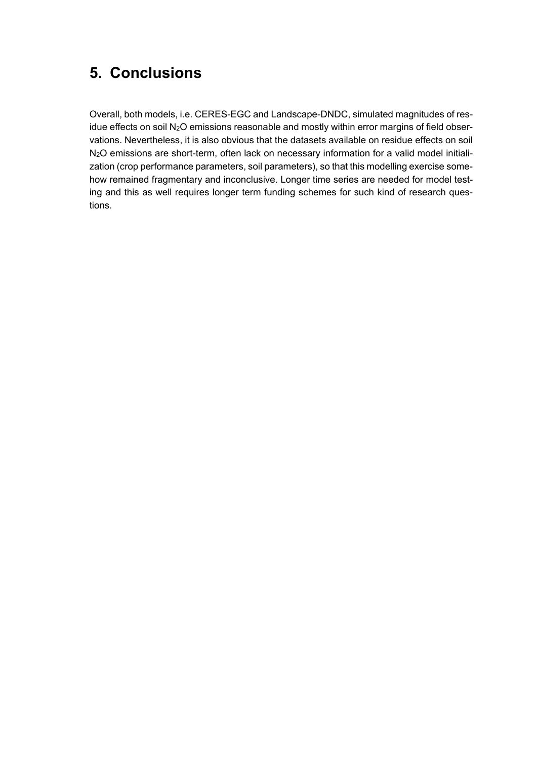# 5. Conclusions

Overall, both models, i.e. CERES-EGC and Landscape-DNDC, simulated magnitudes of residue effects on soil $N_2O$ emissions reasonable and mostly within error margins of field observations. Nevertheless, it is also obvious that the datasets available on residue effects on soil $N_2O$ emissions are short-term, often lack on necessary information for a valid model initialization (crop performance parameters, soil parameters), so that this modelling exercise somehow remained fragmentary and inconclusive. Longer time series are needed for model testing and this as well requires longer term funding schemes for such kind of research questions.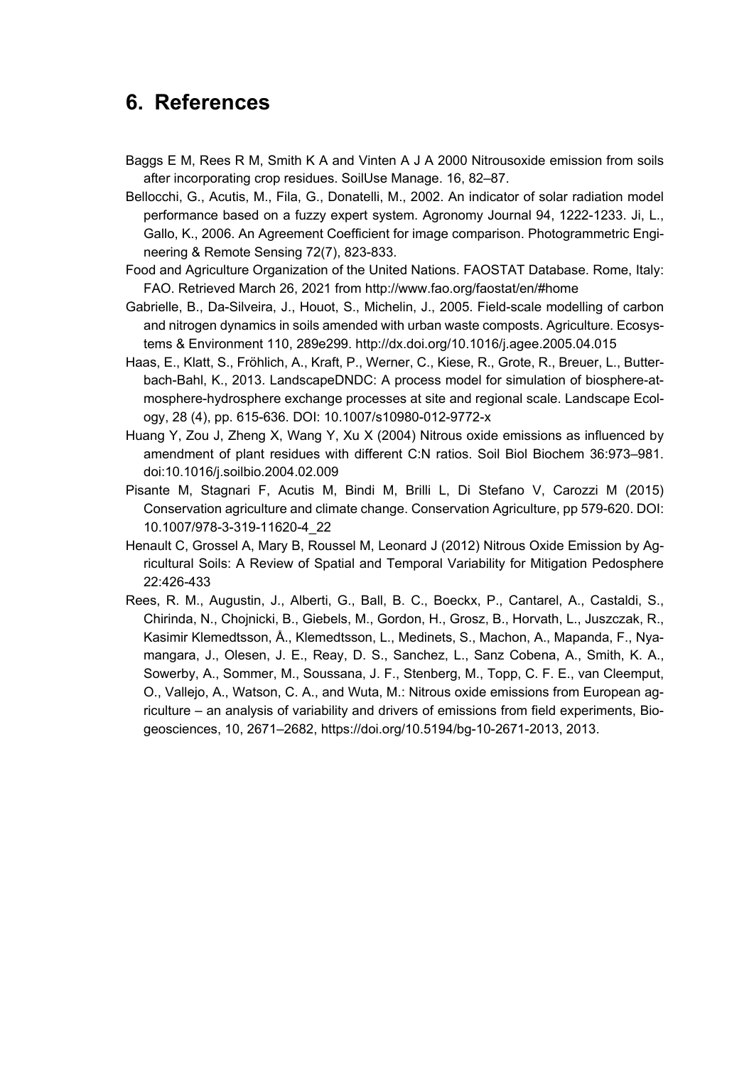# 6. References

Baggs E M, Rees R M, Smith K A and Vinten A J A 2000 Nitrousoxide emission from soils after incorporating crop residues. SoilUse Manage. 16, 82–87.

Bellocchi, G., Acutis, M., Fila, G., Donatelli, M., 2002. An indicator of solar radiation model performance based on a fuzzy expert system. Agronomy Journal 94, 1222-1233. Ji, L., Gallo, K., 2006. An Agreement Coefficient for image comparison. Photogrammetric Engineering & Remote Sensing 72(7), 823-833.

Food and Agriculture Organization of the United Nations. FAOSTAT Database. Rome, Italy: FAO. Retrieved March 26, 2021 from http://www.fao.org/faostat/en/#home

Gabrielle, B., Da-Silveira, J., Houot, S., Michelin, J., 2005. Field-scale modelling of carbon and nitrogen dynamics in soils amended with urban waste composts. Agriculture. Ecosystems & Environment 110, 289e299. http://dx.doi.org/10.1016/j.agee.2005.04.015

Haas, E., Klatt, S., Fröhlich, A., Kraft, P., Werner, C., Kiese, R., Grote, R., Breuer, L., Butterbach-Bahl, K., 2013. LandscapeDNDC: A process model for simulation of biosphere-atmosphere-hydrosphere exchange processes at site and regional scale. Landscape Ecology, 28 (4), pp. 615-636. DOI: 10.1007/s10980-012-9772-x

Huang Y, Zou J, Zheng X, Wang Y, Xu X (2004) Nitrous oxide emissions as influenced by amendment of plant residues with different C:N ratios. Soil Biol Biochem 36:973–981. doi:10.1016/j.soilbio.2004.02.009

Pisante M, Stagnari F, Acutis M, Bindi M, Brilli L, Di Stefano V, Carozzi M (2015) Conservation agriculture and climate change. Conservation Agriculture, pp 579-620. DOI: 10.1007/978-3-319-11620-4_22

Henault C, Grossel A, Mary B, Roussel M, Leonard J (2012) Nitrous Oxide Emission by Agricultural Soils: A Review of Spatial and Temporal Variability for Mitigation Pedosphere 22:426-433

Rees, R. M., Augustin, J., Alberti, G., Ball, B. C., Boeckx, P., Cantarel, A., Castaldi, S., Chirinda, N., Chojnicki, B., Giebels, M., Gordon, H., Grosz, B., Horvath, L., Juszczak, R., Kasimir Klemedtsson, Å., Klemedtsson, L., Medinets, S., Machon, A., Mapanda, F., Nyamangara, J., Olesen, J. E., Reay, D. S., Sanchez, L., Sanz Cobena, A., Smith, K. A., Sowerby, A., Sommer, M., Soussana, J. F., Stenberg, M., Topp, C. F. E., van Cleemput, O., Vallejo, A., Watson, C. A., and Wuta, M.: Nitrous oxide emissions from European agriculture – an analysis of variability and drivers of emissions from field experiments, Biogeosciences, 10, 2671–2682, https://doi.org/10.5194/bg-10-2671-2013, 2013.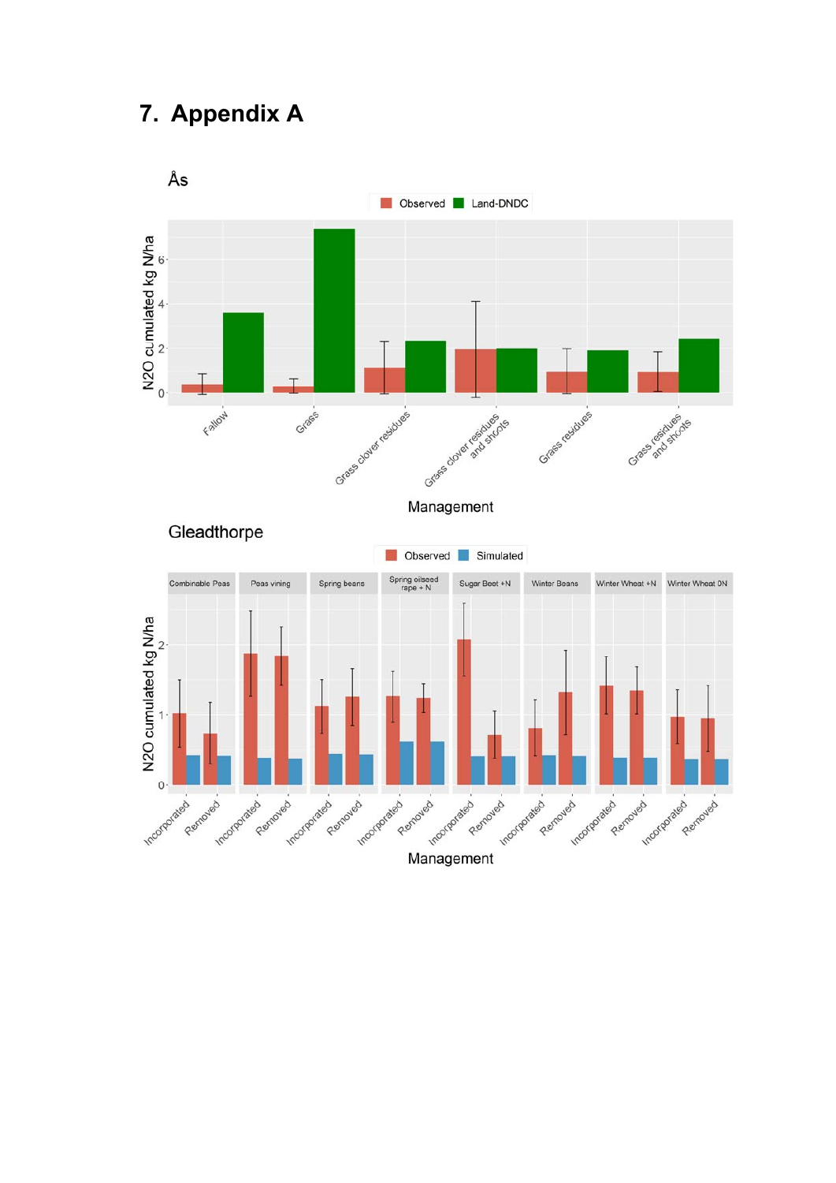# 7. Appendix A

Ås

Observed Land-DNDC

N2O cumulated kg N/ha

0
2
4
6

Fallow
Grass
Grass clover residues
Grass clover residues and shoots
Grass residues
Grass residues and shoots

Management

Gleadthorpe

Observed Simulated

N2O cumulated kg N/ha

0
1
2

Combinable Peas
Peas vining
Spring beans
Spring oilseed rape + N
Sugar Beet +N
Winter Beans
Winter Wheat +N
Winter Wheat 0N

Incorporated
Removed

Management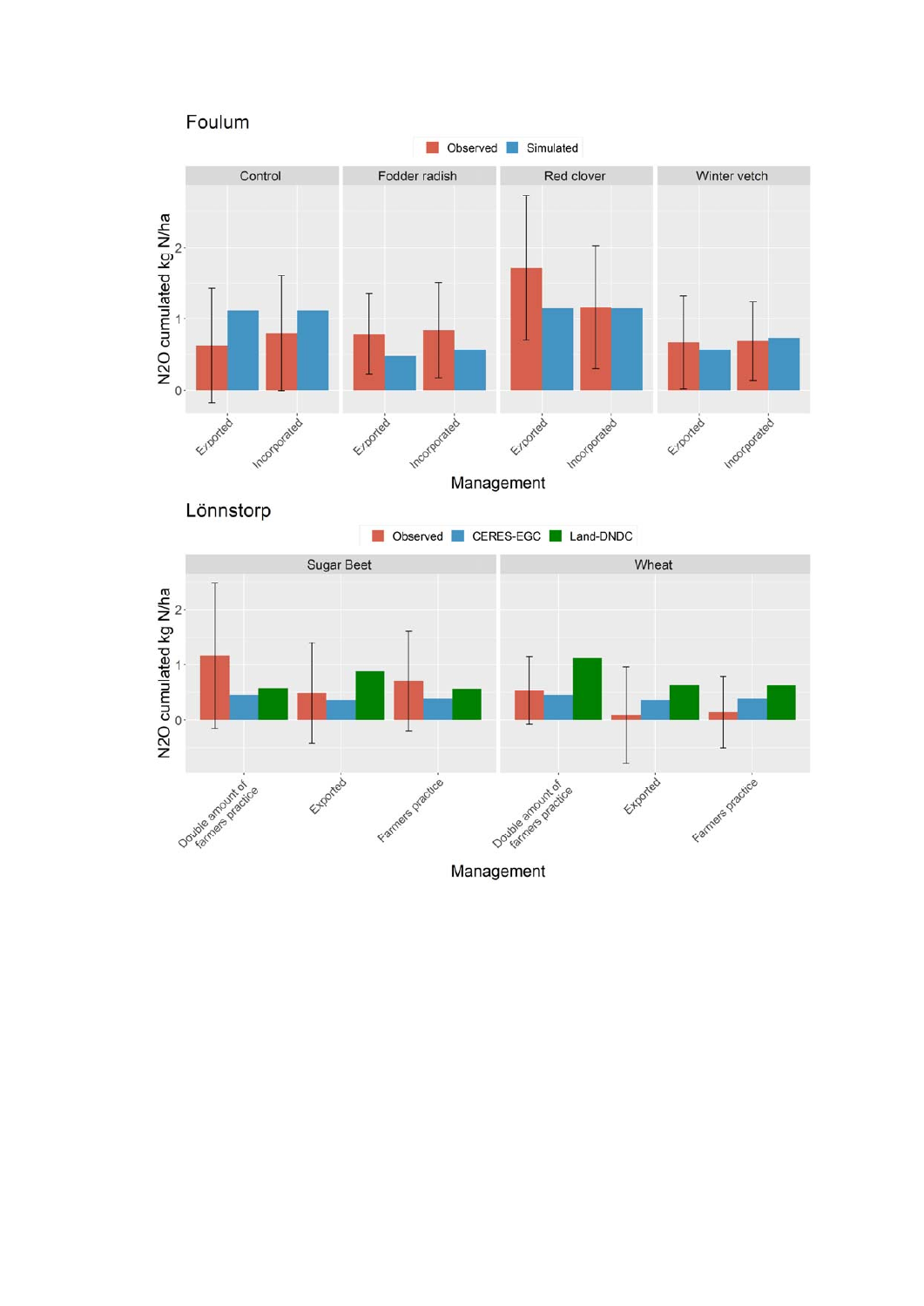Foulum

Observed
Simulated

Control
Fodder radish
Red clover
Winter vetch

N2O cumulated kg N/ha

0
1
2

Exported
Incorporated
Exported
Incorporated
Exported
Incorporated
Exported
Incorporated

Management

Lönnstorp

Observed
CERES-EGC
Land-DNDC

Sugar Beet
Wheat

N2O cumulated kg N/ha

0
1
2

Double amount of farmers practice
Exported
Farmers practice
Double amount of farmers practice
Exported
Farmers practice

Management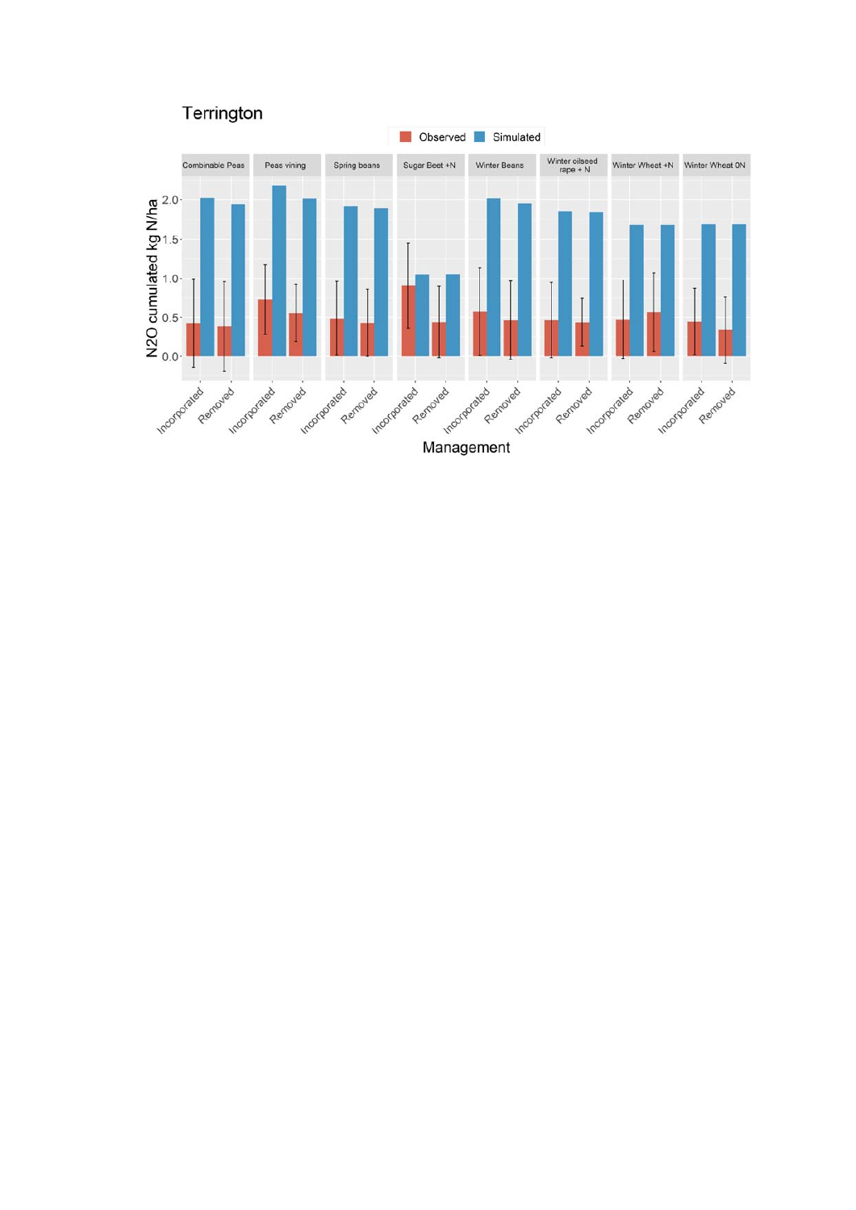Terrington

Observed Simulated

Combinable Peas
Peas vining
Spring beans
Sugar Beet +N
Winter Beans
Winter oilseed rape + N
Winter Wheat +N
Winter Wheat 0N

N2O cumulated kg N/ha

2.0
1.5
1.0
0.5
0.0

Incorporated
Removed
Incorporated
Removed
Incorporated
Removed
Incorporated
Removed
Incorporated
Removed
Incorporated
Removed
Incorporated
Removed
Incorporated
Removed

Management